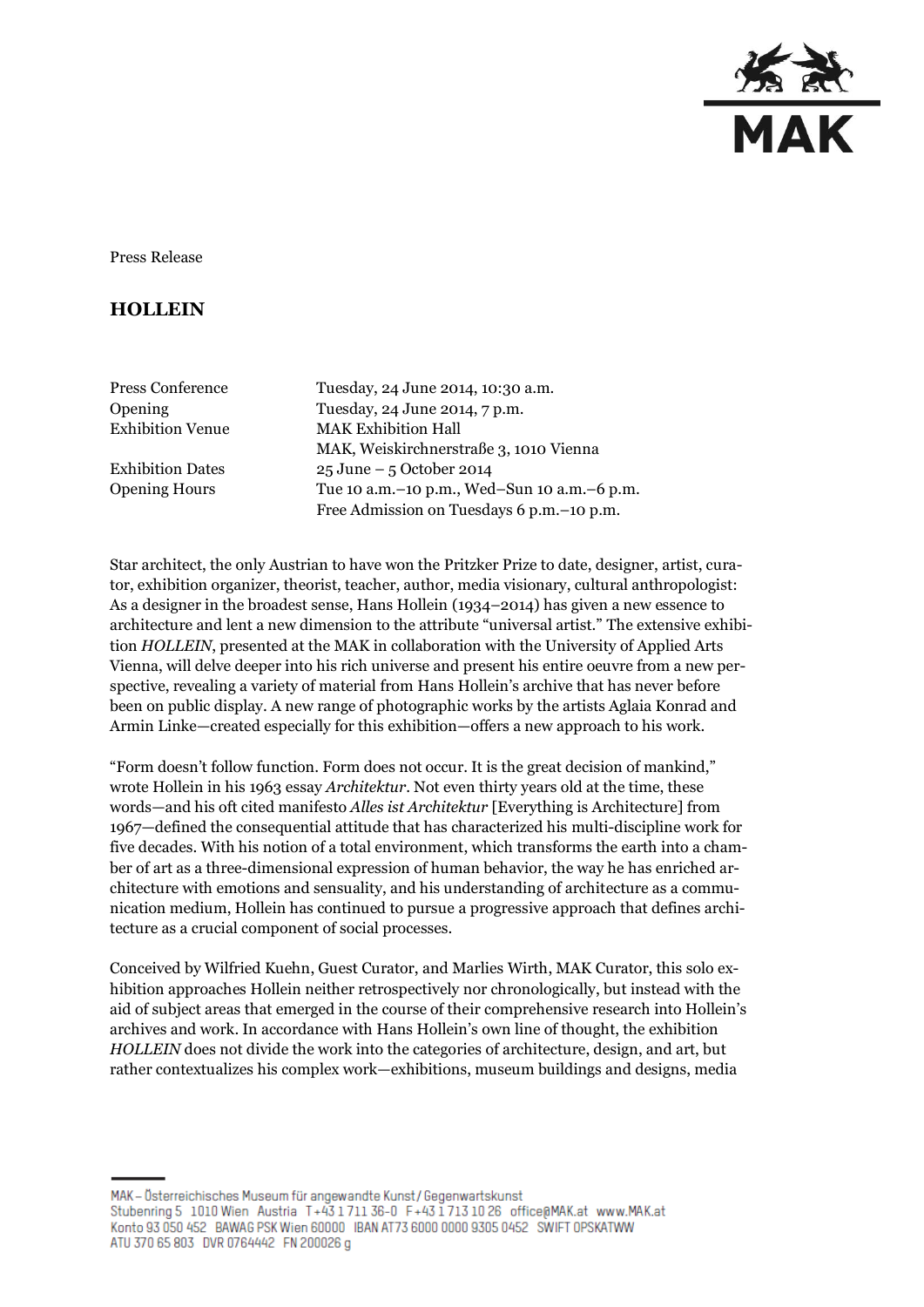Press Release

# HOLLEIN

| | |
|---|---|
| Press Conference | Tuesday, 24 June 2014, 10:30 a.m. |
| Opening | Tuesday, 24 June 2014, 7 p.m. |
| Exhibition Venue | MAK Exhibition Hall<br>MAK, Weiskirchnerstraße 3, 1010 Vienna |
| Exhibition Dates | 25 June – 5 October 2014 |
| Opening Hours | Tue 10 a.m.–10 p.m., Wed–Sun 10 a.m.–6 p.m.<br>Free Admission on Tuesdays 6 p.m.–10 p.m. |

Star architect, the only Austrian to have won the Pritzker Prize to date, designer, artist, curator, exhibition organizer, theorist, teacher, author, media visionary, cultural anthropologist: As a designer in the broadest sense, Hans Hollein (1934–2014) has given a new essence to architecture and lent a new dimension to the attribute "universal artist." The extensive exhibition *HOLLEIN*, presented at the MAK in collaboration with the University of Applied Arts Vienna, will delve deeper into his rich universe and present his entire oeuvre from a new perspective, revealing a variety of material from Hans Hollein's archive that has never before been on public display. A new range of photographic works by the artists Aglaia Konrad and Armin Linke—created especially for this exhibition—offers a new approach to his work.

"Form doesn't follow function. Form does not occur. It is the great decision of mankind," wrote Hollein in his 1963 essay *Architektur*. Not even thirty years old at the time, these words—and his oft cited manifesto *Alles ist Architektur* [Everything is Architecture] from 1967—defined the consequential attitude that has characterized his multi-discipline work for five decades. With his notion of a total environment, which transforms the earth into a chamber of art as a three-dimensional expression of human behavior, the way he has enriched architecture with emotions and sensuality, and his understanding of architecture as a communication medium, Hollein has continued to pursue a progressive approach that defines architecture as a crucial component of social processes.

Conceived by Wilfried Kuehn, Guest Curator, and Marlies Wirth, MAK Curator, this solo exhibition approaches Hollein neither retrospectively nor chronologically, but instead with the aid of subject areas that emerged in the course of their comprehensive research into Hollein's archives and work. In accordance with Hans Hollein's own line of thought, the exhibition *HOLLEIN* does not divide the work into the categories of architecture, design, and art, but rather contextualizes his complex work—exhibitions, museum buildings and designs, media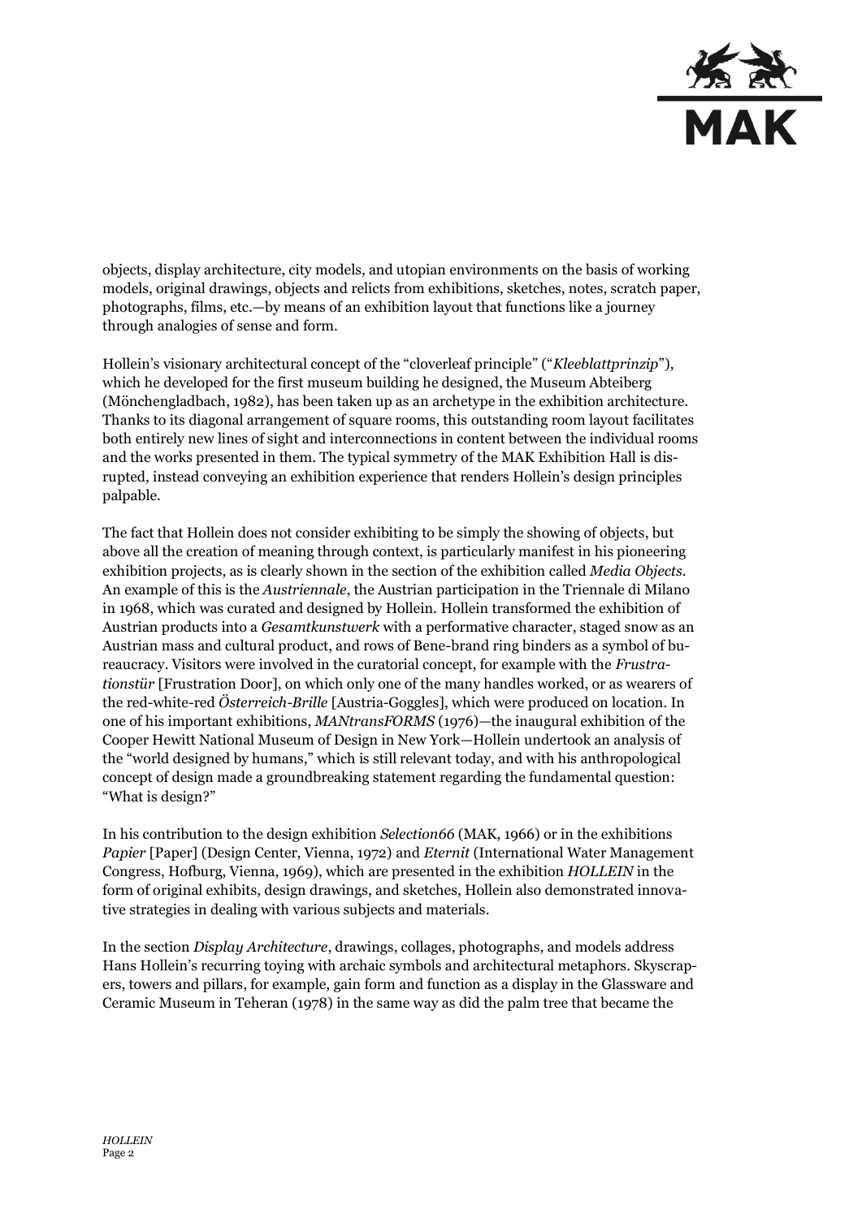objects, display architecture, city models, and utopian environments on the basis of working models, original drawings, objects and relicts from exhibitions, sketches, notes, scratch paper, photographs, films, etc.—by means of an exhibition layout that functions like a journey through analogies of sense and form.

Hollein's visionary architectural concept of the "cloverleaf principle" ("*Kleeblattprinzip*"), which he developed for the first museum building he designed, the Museum Abteiberg (Mönchengladbach, 1982), has been taken up as an archetype in the exhibition architecture. Thanks to its diagonal arrangement of square rooms, this outstanding room layout facilitates both entirely new lines of sight and interconnections in content between the individual rooms and the works presented in them. The typical symmetry of the MAK Exhibition Hall is disrupted, instead conveying an exhibition experience that renders Hollein's design principles palpable.

The fact that Hollein does not consider exhibiting to be simply the showing of objects, but above all the creation of meaning through context, is particularly manifest in his pioneering exhibition projects, as is clearly shown in the section of the exhibition called *Media Objects*. An example of this is the *Austriennale*, the Austrian participation in the Triennale di Milano in 1968, which was curated and designed by Hollein. Hollein transformed the exhibition of Austrian products into a *Gesamtkunstwerk* with a performative character, staged snow as an Austrian mass and cultural product, and rows of Bene-brand ring binders as a symbol of bureaucracy. Visitors were involved in the curatorial concept, for example with the *Frustrationstür* [Frustration Door], on which only one of the many handles worked, or as wearers of the red-white-red *Österreich-Brille* [Austria-Goggles], which were produced on location. In one of his important exhibitions, *MANtransFORMS* (1976)—the inaugural exhibition of the Cooper Hewitt National Museum of Design in New York—Hollein undertook an analysis of the "world designed by humans," which is still relevant today, and with his anthropological concept of design made a groundbreaking statement regarding the fundamental question: "What is design?"

In his contribution to the design exhibition *Selection66* (MAK, 1966) or in the exhibitions *Papier* [Paper] (Design Center, Vienna, 1972) and *Eternit* (International Water Management Congress, Hofburg, Vienna, 1969), which are presented in the exhibition *HOLLEIN* in the form of original exhibits, design drawings, and sketches, Hollein also demonstrated innovative strategies in dealing with various subjects and materials.

In the section *Display Architecture*, drawings, collages, photographs, and models address Hans Hollein's recurring toying with archaic symbols and architectural metaphors. Skyscrapers, towers and pillars, for example, gain form and function as a display in the Glassware and Ceramic Museum in Teheran (1978) in the same way as did the palm tree that became the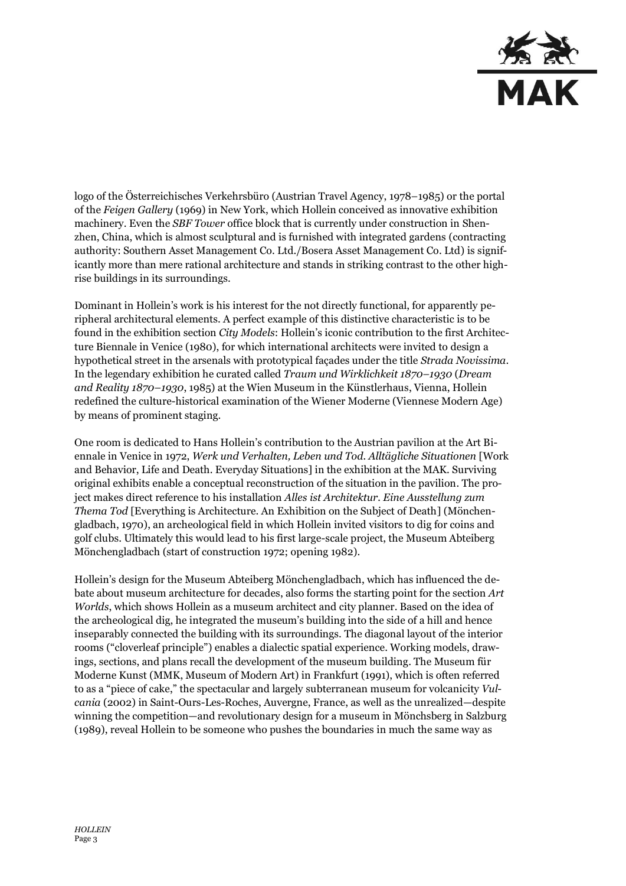logo of the Österreichisches Verkehrsbüro (Austrian Travel Agency, 1978–1985) or the portal of the *Feigen Gallery* (1969) in New York, which Hollein conceived as innovative exhibition machinery. Even the *SBF Tower* office block that is currently under construction in Shenzhen, China, which is almost sculptural and is furnished with integrated gardens (contracting authority: Southern Asset Management Co. Ltd./Bosera Asset Management Co. Ltd) is significantly more than mere rational architecture and stands in striking contrast to the other high-rise buildings in its surroundings.

Dominant in Hollein's work is his interest for the not directly functional, for apparently peripheral architectural elements. A perfect example of this distinctive characteristic is to be found in the exhibition section *City Models*: Hollein's iconic contribution to the first Architecture Biennale in Venice (1980), for which international architects were invited to design a hypothetical street in the arsenals with prototypical façades under the title *Strada Novissima*. In the legendary exhibition he curated called *Traum und Wirklichkeit 1870–1930* (*Dream and Reality 1870–1930*, 1985) at the Wien Museum in the Künstlerhaus, Vienna, Hollein redefined the culture-historical examination of the Wiener Moderne (Viennese Modern Age) by means of prominent staging.

One room is dedicated to Hans Hollein's contribution to the Austrian pavilion at the Art Biennale in Venice in 1972, *Werk und Verhalten, Leben und Tod. Alltägliche Situationen* [Work and Behavior, Life and Death. Everyday Situations] in the exhibition at the MAK. Surviving original exhibits enable a conceptual reconstruction of the situation in the pavilion. The project makes direct reference to his installation *Alles ist Architektur. Eine Ausstellung zum Thema Tod* [Everything is Architecture. An Exhibition on the Subject of Death] (Mönchengladbach, 1970), an archeological field in which Hollein invited visitors to dig for coins and golf clubs. Ultimately this would lead to his first large-scale project, the Museum Abteiberg Mönchengladbach (start of construction 1972; opening 1982).

Hollein's design for the Museum Abteiberg Mönchengladbach, which has influenced the debate about museum architecture for decades, also forms the starting point for the section *Art Worlds*, which shows Hollein as a museum architect and city planner. Based on the idea of the archeological dig, he integrated the museum's building into the side of a hill and hence inseparably connected the building with its surroundings. The diagonal layout of the interior rooms ("cloverleaf principle") enables a dialectic spatial experience. Working models, drawings, sections, and plans recall the development of the museum building. The Museum für Moderne Kunst (MMK, Museum of Modern Art) in Frankfurt (1991), which is often referred to as a "piece of cake," the spectacular and largely subterranean museum for volcanicity *Vulcania* (2002) in Saint-Ours-Les-Roches, Auvergne, France, as well as the unrealized—despite winning the competition—and revolutionary design for a museum in Mönchsberg in Salzburg (1989), reveal Hollein to be someone who pushes the boundaries in much the same way as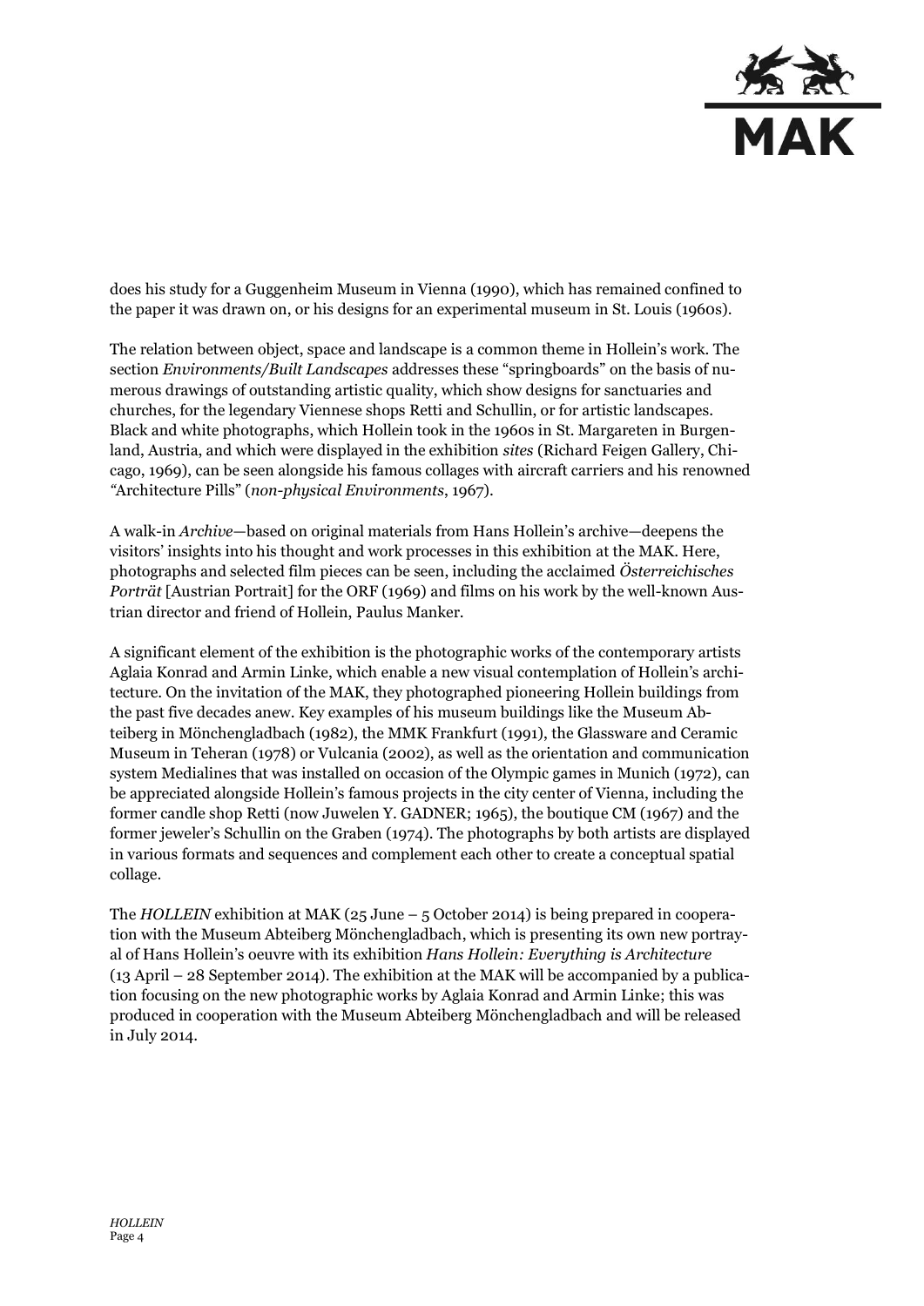does his study for a Guggenheim Museum in Vienna (1990), which has remained confined to the paper it was drawn on, or his designs for an experimental museum in St. Louis (1960s).

The relation between object, space and landscape is a common theme in Hollein's work. The section *Environments/Built Landscapes* addresses these "springboards" on the basis of numerous drawings of outstanding artistic quality, which show designs for sanctuaries and churches, for the legendary Viennese shops Retti and Schullin, or for artistic landscapes. Black and white photographs, which Hollein took in the 1960s in St. Margareten in Burgenland, Austria, and which were displayed in the exhibition *sites* (Richard Feigen Gallery, Chicago, 1969), can be seen alongside his famous collages with aircraft carriers and his renowned "Architecture Pills" (*non-physical Environments*, 1967).

A walk-in *Archive*—based on original materials from Hans Hollein's archive—deepens the visitors' insights into his thought and work processes in this exhibition at the MAK. Here, photographs and selected film pieces can be seen, including the acclaimed *Österreichisches Porträt* [Austrian Portrait] for the ORF (1969) and films on his work by the well-known Austrian director and friend of Hollein, Paulus Manker.

A significant element of the exhibition is the photographic works of the contemporary artists Aglaia Konrad and Armin Linke, which enable a new visual contemplation of Hollein's architecture. On the invitation of the MAK, they photographed pioneering Hollein buildings from the past five decades anew. Key examples of his museum buildings like the Museum Abteiberg in Mönchengladbach (1982), the MMK Frankfurt (1991), the Glassware and Ceramic Museum in Teheran (1978) or Vulcania (2002), as well as the orientation and communication system Medialines that was installed on occasion of the Olympic games in Munich (1972), can be appreciated alongside Hollein's famous projects in the city center of Vienna, including the former candle shop Retti (now Juwelen Y. GADNER; 1965), the boutique CM (1967) and the former jeweler's Schullin on the Graben (1974). The photographs by both artists are displayed in various formats and sequences and complement each other to create a conceptual spatial collage.

The *HOLLEIN* exhibition at MAK (25 June – 5 October 2014) is being prepared in cooperation with the Museum Abteiberg Mönchengladbach, which is presenting its own new portrayal of Hans Hollein's oeuvre with its exhibition *Hans Hollein: Everything is Architecture* (13 April – 28 September 2014). The exhibition at the MAK will be accompanied by a publication focusing on the new photographic works by Aglaia Konrad and Armin Linke; this was produced in cooperation with the Museum Abteiberg Mönchengladbach and will be released in July 2014.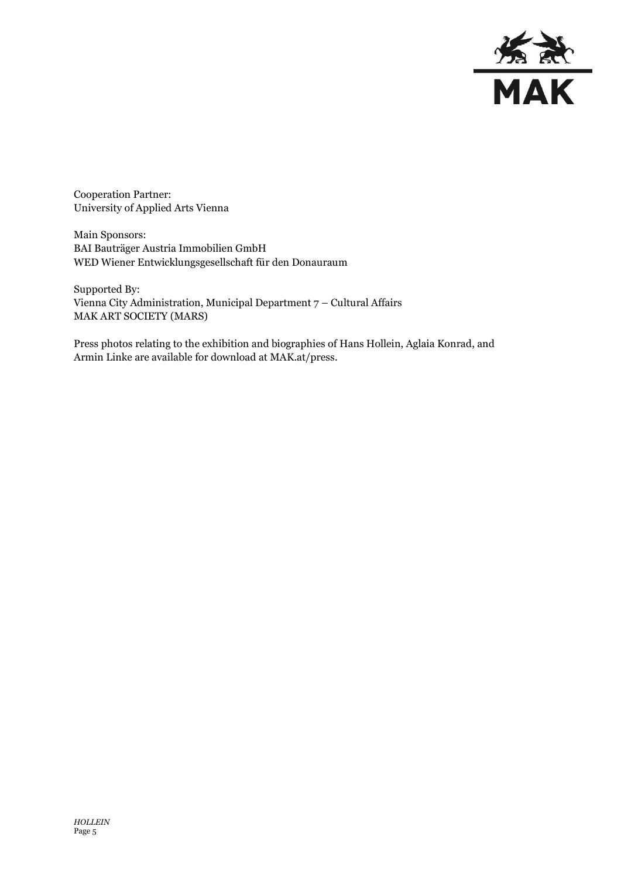Cooperation Partner:
University of Applied Arts Vienna

Main Sponsors:
BAI Bauträger Austria Immobilien GmbH
WED Wiener Entwicklungsgesellschaft für den Donauraum

Supported By:
Vienna City Administration, Municipal Department 7 – Cultural Affairs
MAK ART SOCIETY (MARS)

Press photos relating to the exhibition and biographies of Hans Hollein, Aglaia Konrad, and Armin Linke are available for download at MAK.at/press.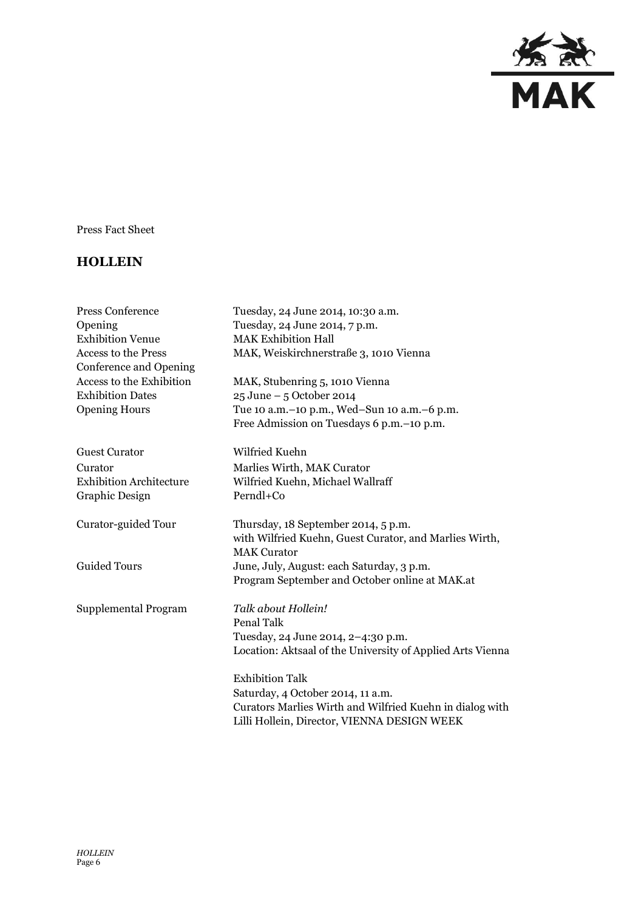Press Fact Sheet

# HOLLEIN

| | |
|---|---|
| Press Conference | Tuesday, 24 June 2014, 10:30 a.m. |
| Opening | Tuesday, 24 June 2014, 7 p.m. |
| Exhibition Venue | MAK Exhibition Hall |
| Access to the Press Conference and Opening | MAK, Weiskirchnerstraße 3, 1010 Vienna |
| Access to the Exhibition | MAK, Stubenring 5, 1010 Vienna |
| Exhibition Dates | 25 June – 5 October 2014 |
| Opening Hours | Tue 10 a.m.–10 p.m., Wed–Sun 10 a.m.–6 p.m.<br>Free Admission on Tuesdays 6 p.m.–10 p.m. |
| Guest Curator | Wilfried Kuehn |
| Curator | Marlies Wirth, MAK Curator |
| Exhibition Architecture | Wilfried Kuehn, Michael Wallraff |
| Graphic Design | Perndl+Co |
| Curator-guided Tour | Thursday, 18 September 2014, 5 p.m.<br>with Wilfried Kuehn, Guest Curator, and Marlies Wirth, MAK Curator |
| Guided Tours | June, July, August: each Saturday, 3 p.m.<br>Program September and October online at MAK.at |
| Supplemental Program | *Talk about Hollein!*<br>Penal Talk<br>Tuesday, 24 June 2014, 2–4:30 p.m.<br>Location: Aktsaal of the University of Applied Arts Vienna<br><br>Exhibition Talk<br>Saturday, 4 October 2014, 11 a.m.<br>Curators Marlies Wirth and Wilfried Kuehn in dialog with Lilli Hollein, Director, VIENNA DESIGN WEEK |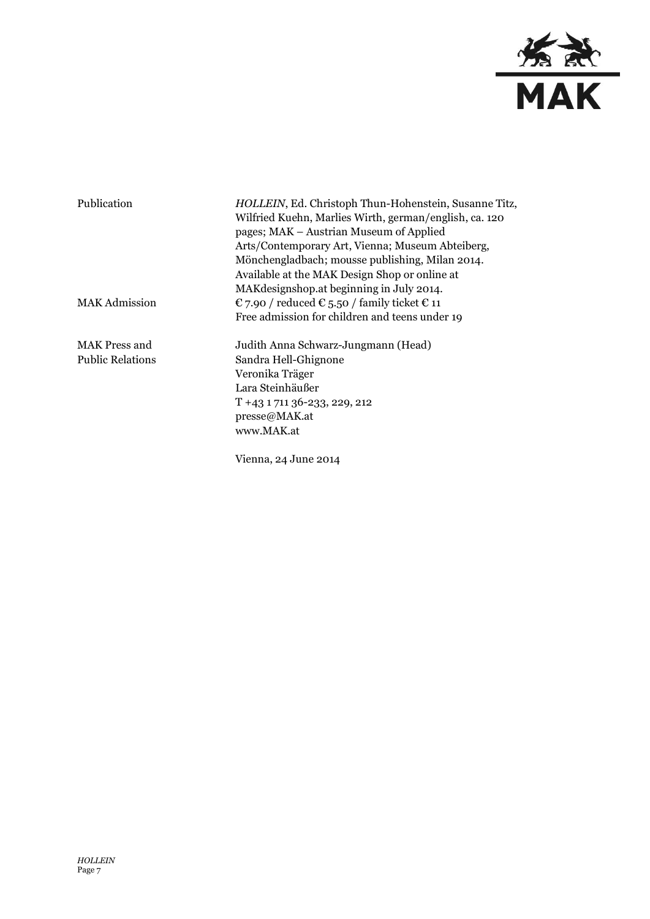| | |
|---|---|
| Publication | *HOLLEIN*, Ed. Christoph Thun-Hohenstein, Susanne Titz, Wilfried Kuehn, Marlies Wirth, german/english, ca. 120 pages; MAK – Austrian Museum of Applied Arts/Contemporary Art, Vienna; Museum Abteiberg, Mönchengladbach; mousse publishing, Milan 2014. Available at the MAK Design Shop or online at MAKdesignshop.at beginning in July 2014. |
| MAK Admission | € 7.90 / reduced € 5.50 / family ticket € 11<br>Free admission for children and teens under 19 |
| MAK Press and Public Relations | Judith Anna Schwarz-Jungmann (Head)<br>Sandra Hell-Ghignone<br>Veronika Träger<br>Lara Steinhäußer<br>T +43 1 711 36-233, 229, 212<br>presse@MAK.at<br>www.MAK.at |

Vienna, 24 June 2014